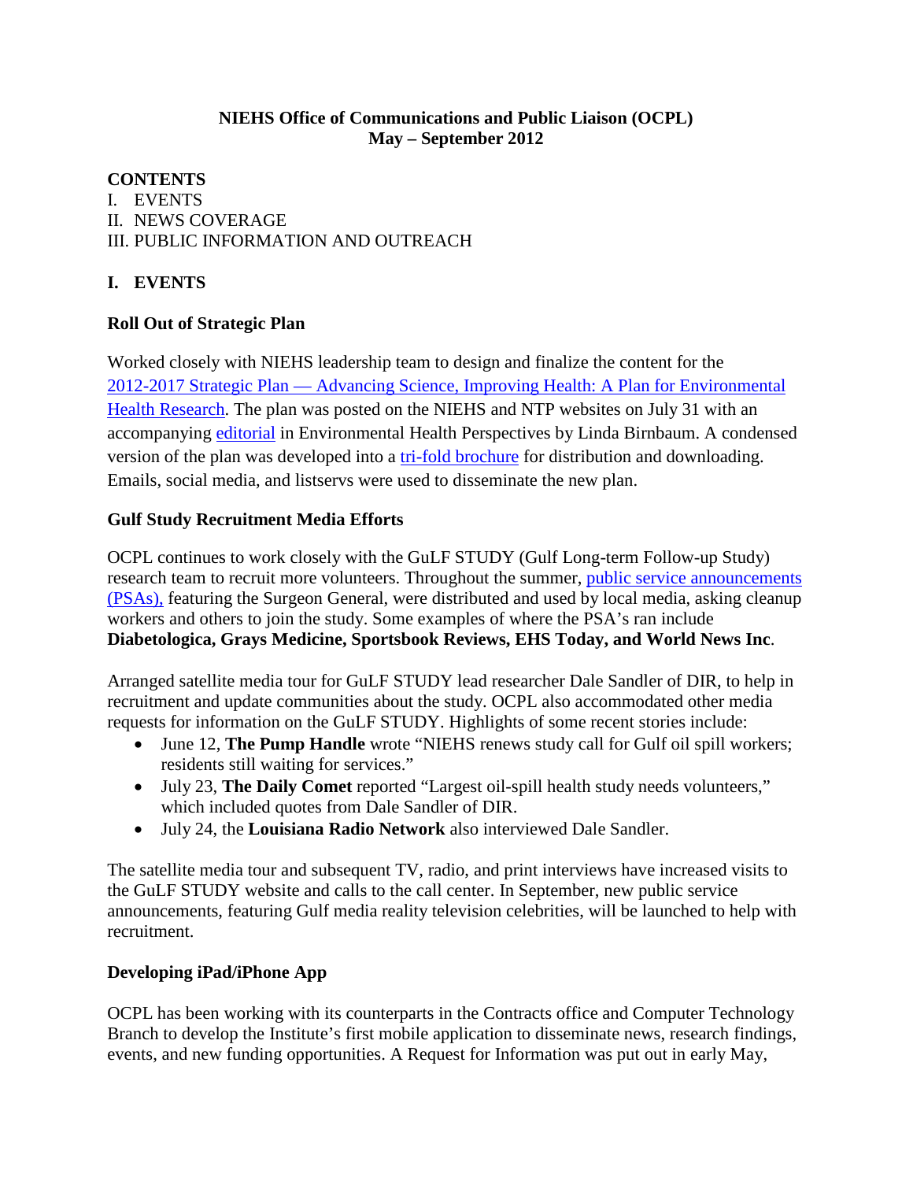**NIEHS Office of Communications and Public Liaison (OCPL)**
**May – September 2012**

**CONTENTS**

I. EVENTS
II. NEWS COVERAGE
III. PUBLIC INFORMATION AND OUTREACH

## I. EVENTS

### Roll Out of Strategic Plan

Worked closely with NIEHS leadership team to design and finalize the content for the 2012-2017 Strategic Plan — Advancing Science, Improving Health: A Plan for Environmental Health Research. The plan was posted on the NIEHS and NTP websites on July 31 with an accompanying editorial in Environmental Health Perspectives by Linda Birnbaum. A condensed version of the plan was developed into a tri-fold brochure for distribution and downloading. Emails, social media, and listservs were used to disseminate the new plan.

### Gulf Study Recruitment Media Efforts

OCPL continues to work closely with the GuLF STUDY (Gulf Long-term Follow-up Study) research team to recruit more volunteers. Throughout the summer, public service announcements (PSAs), featuring the Surgeon General, were distributed and used by local media, asking cleanup workers and others to join the study. Some examples of where the PSA's ran include **Diabetologica, Grays Medicine, Sportsbook Reviews, EHS Today, and World News Inc**.

Arranged satellite media tour for GuLF STUDY lead researcher Dale Sandler of DIR, to help in recruitment and update communities about the study. OCPL also accommodated other media requests for information on the GuLF STUDY. Highlights of some recent stories include:

- June 12, **The Pump Handle** wrote "NIEHS renews study call for Gulf oil spill workers; residents still waiting for services."
- July 23, **The Daily Comet** reported "Largest oil-spill health study needs volunteers," which included quotes from Dale Sandler of DIR.
- July 24, the **Louisiana Radio Network** also interviewed Dale Sandler.

The satellite media tour and subsequent TV, radio, and print interviews have increased visits to the GuLF STUDY website and calls to the call center. In September, new public service announcements, featuring Gulf media reality television celebrities, will be launched to help with recruitment.

### Developing iPad/iPhone App

OCPL has been working with its counterparts in the Contracts office and Computer Technology Branch to develop the Institute's first mobile application to disseminate news, research findings, events, and new funding opportunities. A Request for Information was put out in early May,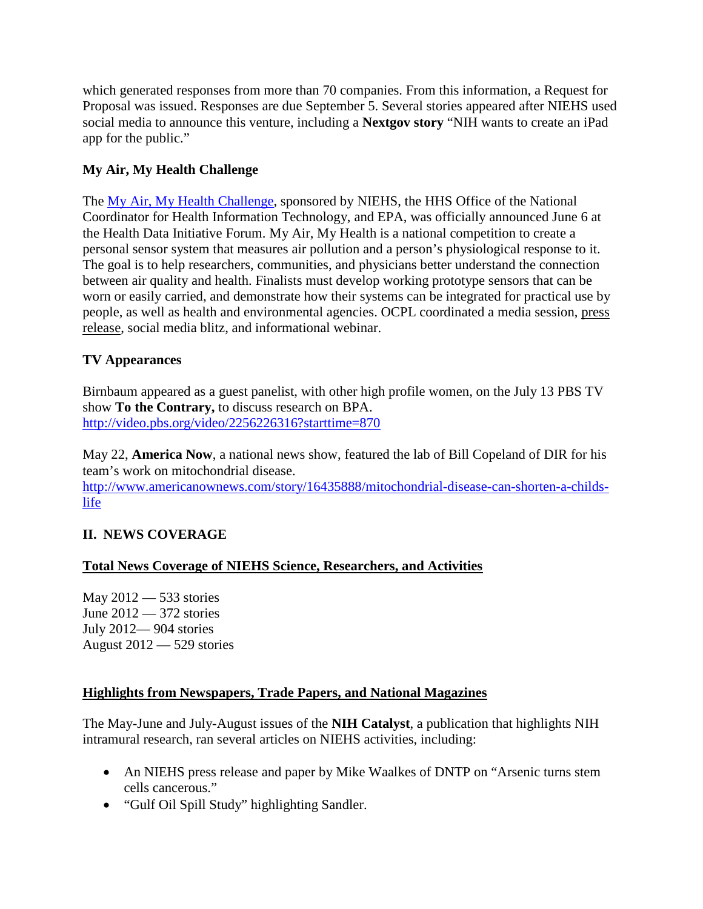which generated responses from more than 70 companies. From this information, a Request for Proposal was issued. Responses are due September 5. Several stories appeared after NIEHS used social media to announce this venture, including a **Nextgov story** "NIH wants to create an iPad app for the public."

### My Air, My Health Challenge

The My Air, My Health Challenge, sponsored by NIEHS, the HHS Office of the National Coordinator for Health Information Technology, and EPA, was officially announced June 6 at the Health Data Initiative Forum. My Air, My Health is a national competition to create a personal sensor system that measures air pollution and a person's physiological response to it. The goal is to help researchers, communities, and physicians better understand the connection between air quality and health. Finalists must develop working prototype sensors that can be worn or easily carried, and demonstrate how their systems can be integrated for practical use by people, as well as health and environmental agencies. OCPL coordinated a media session, press release, social media blitz, and informational webinar.

### TV Appearances

Birnbaum appeared as a guest panelist, with other high profile women, on the July 13 PBS TV show **To the Contrary,** to discuss research on BPA.
http://video.pbs.org/video/2256226316?starttime=870

May 22, **America Now**, a national news show, featured the lab of Bill Copeland of DIR for his team's work on mitochondrial disease.
http://www.americanownews.com/story/16435888/mitochondrial-disease-can-shorten-a-childs-life

## II. NEWS COVERAGE

### Total News Coverage of NIEHS Science, Researchers, and Activities

May 2012 — 533 stories
June 2012 — 372 stories
July 2012— 904 stories
August 2012 — 529 stories

### Highlights from Newspapers, Trade Papers, and National Magazines

The May-June and July-August issues of the **NIH Catalyst**, a publication that highlights NIH intramural research, ran several articles on NIEHS activities, including:

- An NIEHS press release and paper by Mike Waalkes of DNTP on "Arsenic turns stem cells cancerous."
- "Gulf Oil Spill Study" highlighting Sandler.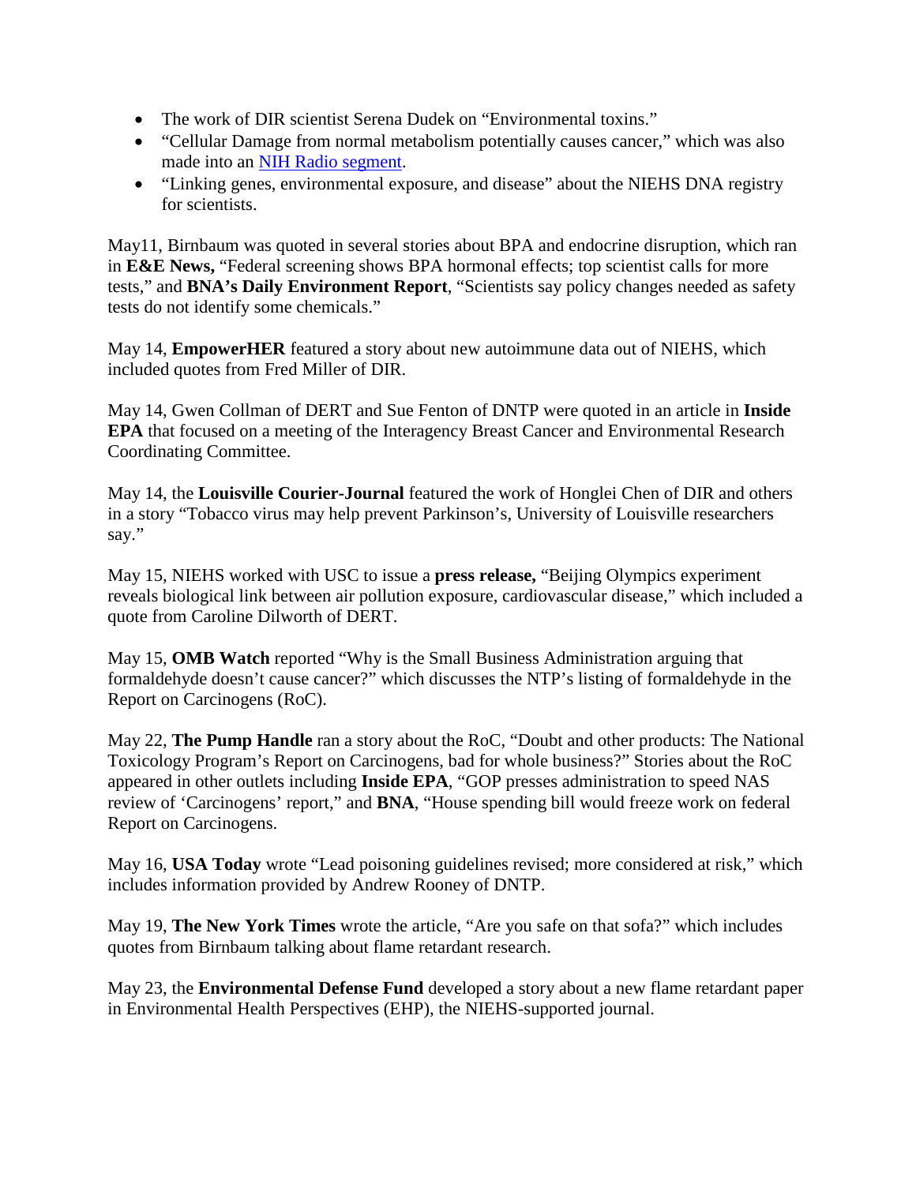- The work of DIR scientist Serena Dudek on "Environmental toxins."
- "Cellular Damage from normal metabolism potentially causes cancer," which was also made into an NIH Radio segment.
- "Linking genes, environmental exposure, and disease" about the NIEHS DNA registry for scientists.

May11, Birnbaum was quoted in several stories about BPA and endocrine disruption, which ran in **E&E News,** "Federal screening shows BPA hormonal effects; top scientist calls for more tests," and **BNA's Daily Environment Report**, "Scientists say policy changes needed as safety tests do not identify some chemicals."

May 14, **EmpowerHER** featured a story about new autoimmune data out of NIEHS, which included quotes from Fred Miller of DIR.

May 14, Gwen Collman of DERT and Sue Fenton of DNTP were quoted in an article in **Inside EPA** that focused on a meeting of the Interagency Breast Cancer and Environmental Research Coordinating Committee.

May 14, the **Louisville Courier-Journal** featured the work of Honglei Chen of DIR and others in a story "Tobacco virus may help prevent Parkinson's, University of Louisville researchers say."

May 15, NIEHS worked with USC to issue a **press release,** "Beijing Olympics experiment reveals biological link between air pollution exposure, cardiovascular disease," which included a quote from Caroline Dilworth of DERT.

May 15, **OMB Watch** reported "Why is the Small Business Administration arguing that formaldehyde doesn't cause cancer?" which discusses the NTP's listing of formaldehyde in the Report on Carcinogens (RoC).

May 22, **The Pump Handle** ran a story about the RoC, "Doubt and other products: The National Toxicology Program's Report on Carcinogens, bad for whole business?" Stories about the RoC appeared in other outlets including **Inside EPA**, "GOP presses administration to speed NAS review of 'Carcinogens' report," and **BNA**, "House spending bill would freeze work on federal Report on Carcinogens.

May 16, **USA Today** wrote "Lead poisoning guidelines revised; more considered at risk," which includes information provided by Andrew Rooney of DNTP.

May 19, **The New York Times** wrote the article, "Are you safe on that sofa?" which includes quotes from Birnbaum talking about flame retardant research.

May 23, the **Environmental Defense Fund** developed a story about a new flame retardant paper in Environmental Health Perspectives (EHP), the NIEHS-supported journal.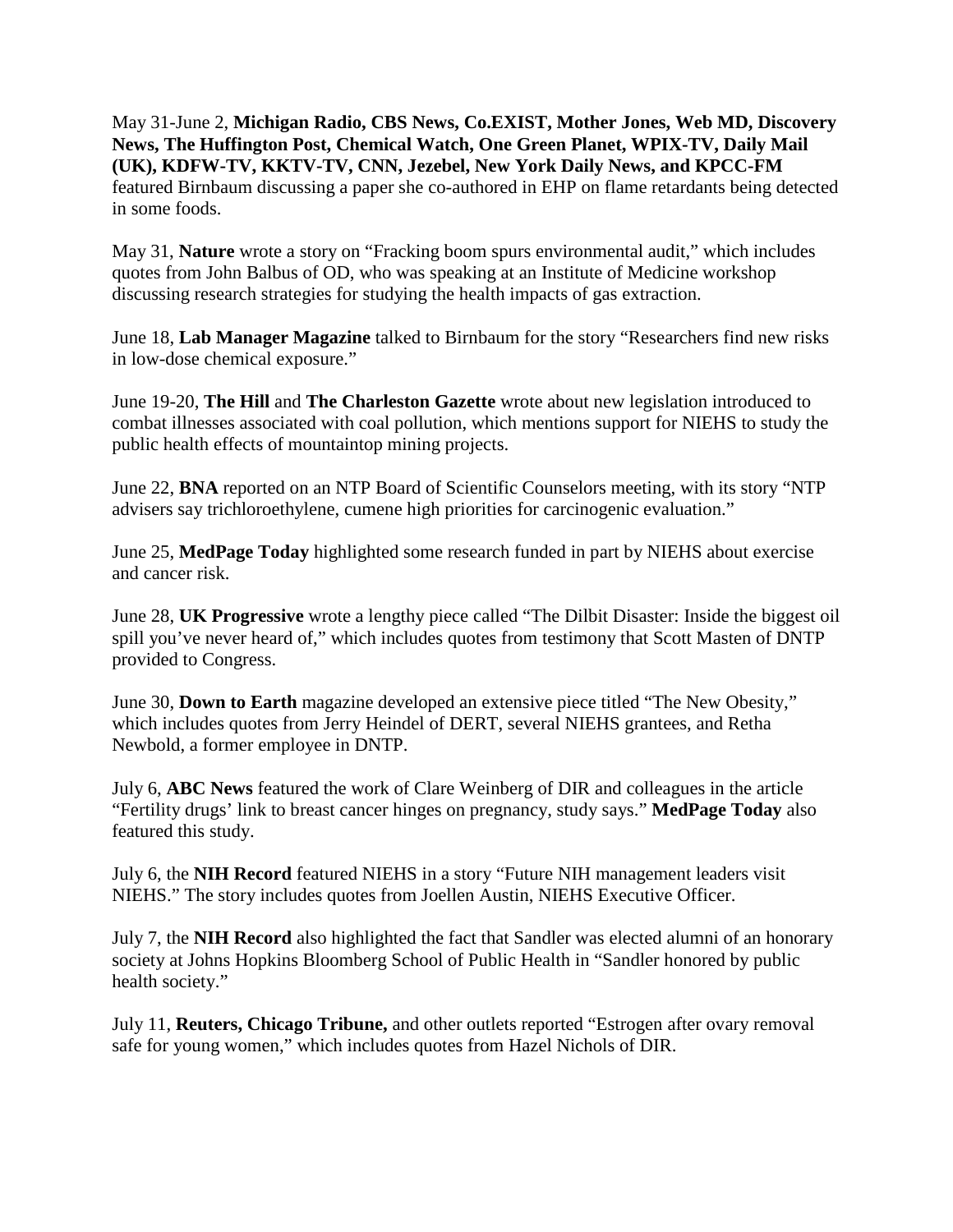May 31-June 2, **Michigan Radio, CBS News, Co.EXIST, Mother Jones, Web MD, Discovery News, The Huffington Post, Chemical Watch, One Green Planet, WPIX-TV, Daily Mail (UK), KDFW-TV, KKTV-TV, CNN, Jezebel, New York Daily News, and KPCC-FM** featured Birnbaum discussing a paper she co-authored in EHP on flame retardants being detected in some foods.

May 31, **Nature** wrote a story on "Fracking boom spurs environmental audit," which includes quotes from John Balbus of OD, who was speaking at an Institute of Medicine workshop discussing research strategies for studying the health impacts of gas extraction.

June 18, **Lab Manager Magazine** talked to Birnbaum for the story "Researchers find new risks in low-dose chemical exposure."

June 19-20, **The Hill** and **The Charleston Gazette** wrote about new legislation introduced to combat illnesses associated with coal pollution, which mentions support for NIEHS to study the public health effects of mountaintop mining projects.

June 22, **BNA** reported on an NTP Board of Scientific Counselors meeting, with its story "NTP advisers say trichloroethylene, cumene high priorities for carcinogenic evaluation."

June 25, **MedPage Today** highlighted some research funded in part by NIEHS about exercise and cancer risk.

June 28, **UK Progressive** wrote a lengthy piece called "The Dilbit Disaster: Inside the biggest oil spill you've never heard of," which includes quotes from testimony that Scott Masten of DNTP provided to Congress.

June 30, **Down to Earth** magazine developed an extensive piece titled "The New Obesity," which includes quotes from Jerry Heindel of DERT, several NIEHS grantees, and Retha Newbold, a former employee in DNTP.

July 6, **ABC News** featured the work of Clare Weinberg of DIR and colleagues in the article "Fertility drugs' link to breast cancer hinges on pregnancy, study says." **MedPage Today** also featured this study.

July 6, the **NIH Record** featured NIEHS in a story "Future NIH management leaders visit NIEHS." The story includes quotes from Joellen Austin, NIEHS Executive Officer.

July 7, the **NIH Record** also highlighted the fact that Sandler was elected alumni of an honorary society at Johns Hopkins Bloomberg School of Public Health in "Sandler honored by public health society."

July 11, **Reuters, Chicago Tribune,** and other outlets reported "Estrogen after ovary removal safe for young women," which includes quotes from Hazel Nichols of DIR.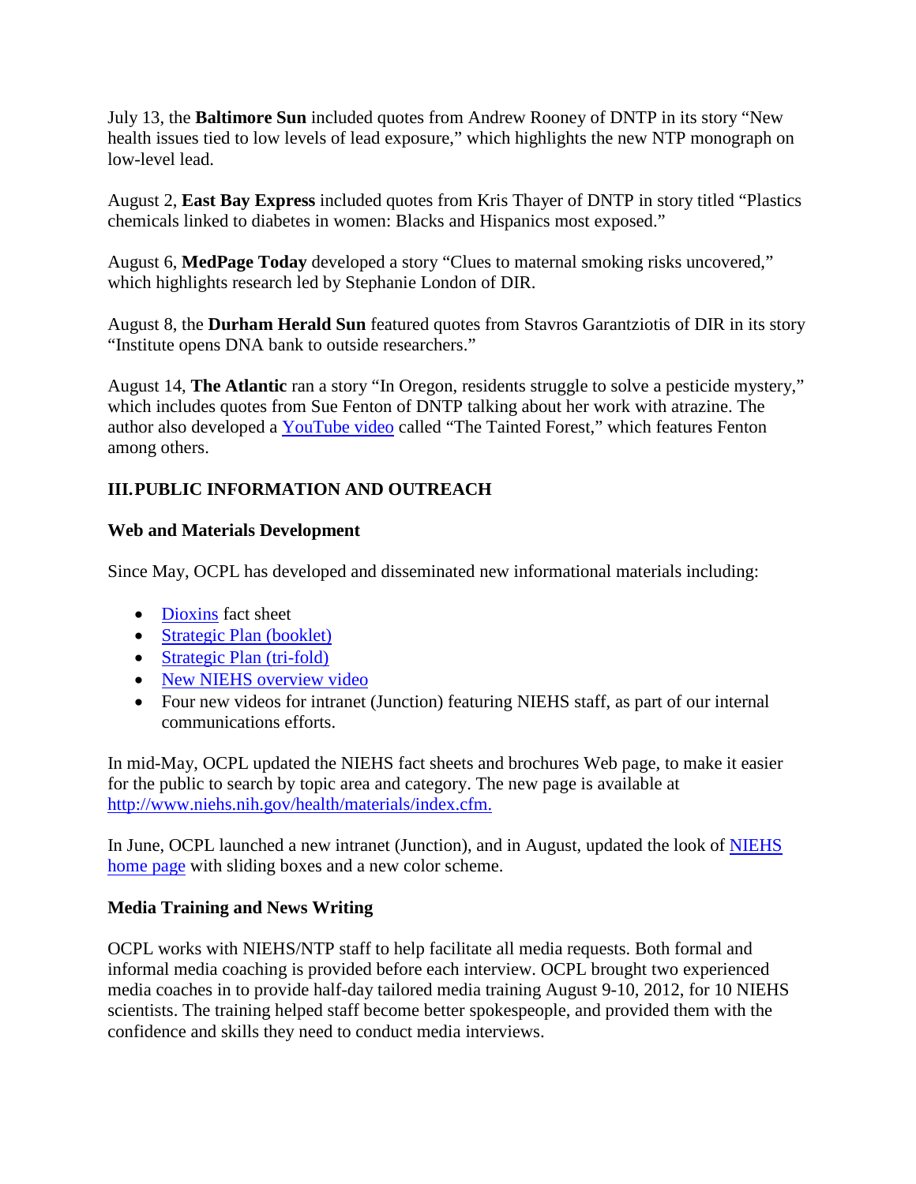July 13, the **Baltimore Sun** included quotes from Andrew Rooney of DNTP in its story "New health issues tied to low levels of lead exposure," which highlights the new NTP monograph on low-level lead.

August 2, **East Bay Express** included quotes from Kris Thayer of DNTP in story titled "Plastics chemicals linked to diabetes in women: Blacks and Hispanics most exposed."

August 6, **MedPage Today** developed a story "Clues to maternal smoking risks uncovered," which highlights research led by Stephanie London of DIR.

August 8, the **Durham Herald Sun** featured quotes from Stavros Garantziotis of DIR in its story "Institute opens DNA bank to outside researchers."

August 14, **The Atlantic** ran a story "In Oregon, residents struggle to solve a pesticide mystery," which includes quotes from Sue Fenton of DNTP talking about her work with atrazine. The author also developed a YouTube video called "The Tainted Forest," which features Fenton among others.

## III. PUBLIC INFORMATION AND OUTREACH

### Web and Materials Development

Since May, OCPL has developed and disseminated new informational materials including:

- Dioxins fact sheet
- Strategic Plan (booklet)
- Strategic Plan (tri-fold)
- New NIEHS overview video
- Four new videos for intranet (Junction) featuring NIEHS staff, as part of our internal communications efforts.

In mid-May, OCPL updated the NIEHS fact sheets and brochures Web page, to make it easier for the public to search by topic area and category. The new page is available at http://www.niehs.nih.gov/health/materials/index.cfm.

In June, OCPL launched a new intranet (Junction), and in August, updated the look of NIEHS home page with sliding boxes and a new color scheme.

### Media Training and News Writing

OCPL works with NIEHS/NTP staff to help facilitate all media requests. Both formal and informal media coaching is provided before each interview. OCPL brought two experienced media coaches in to provide half-day tailored media training August 9-10, 2012, for 10 NIEHS scientists. The training helped staff become better spokespeople, and provided them with the confidence and skills they need to conduct media interviews.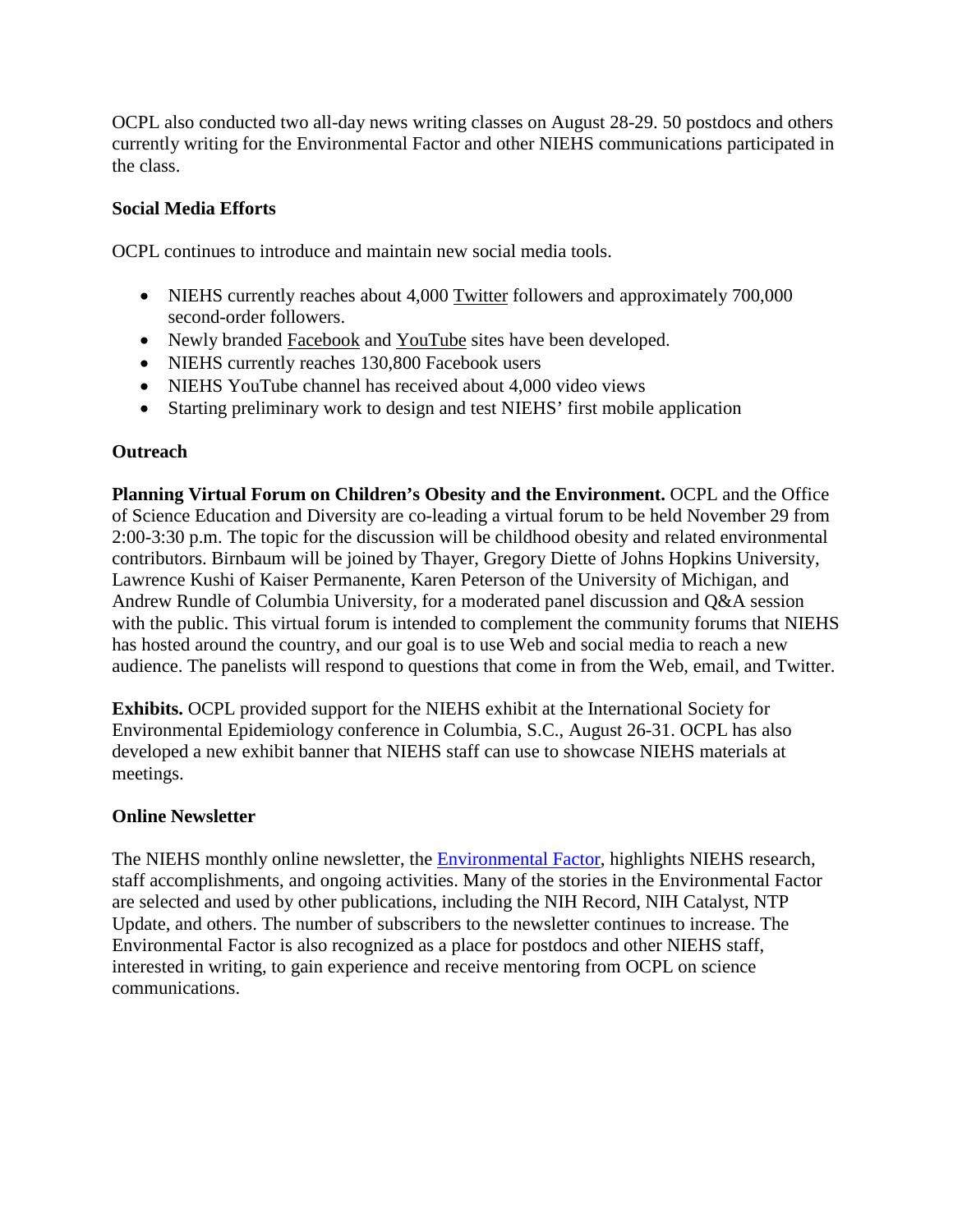OCPL also conducted two all-day news writing classes on August 28-29. 50 postdocs and others currently writing for the Environmental Factor and other NIEHS communications participated in the class.

**Social Media Efforts**

OCPL continues to introduce and maintain new social media tools.

- NIEHS currently reaches about 4,000 Twitter followers and approximately 700,000 second-order followers.
- Newly branded Facebook and YouTube sites have been developed.
- NIEHS currently reaches 130,800 Facebook users
- NIEHS YouTube channel has received about 4,000 video views
- Starting preliminary work to design and test NIEHS' first mobile application

**Outreach**

**Planning Virtual Forum on Children's Obesity and the Environment.** OCPL and the Office of Science Education and Diversity are co-leading a virtual forum to be held November 29 from 2:00-3:30 p.m. The topic for the discussion will be childhood obesity and related environmental contributors. Birnbaum will be joined by Thayer, Gregory Diette of Johns Hopkins University, Lawrence Kushi of Kaiser Permanente, Karen Peterson of the University of Michigan, and Andrew Rundle of Columbia University, for a moderated panel discussion and Q&A session with the public. This virtual forum is intended to complement the community forums that NIEHS has hosted around the country, and our goal is to use Web and social media to reach a new audience. The panelists will respond to questions that come in from the Web, email, and Twitter.

**Exhibits.** OCPL provided support for the NIEHS exhibit at the International Society for Environmental Epidemiology conference in Columbia, S.C., August 26-31. OCPL has also developed a new exhibit banner that NIEHS staff can use to showcase NIEHS materials at meetings.

**Online Newsletter**

The NIEHS monthly online newsletter, the Environmental Factor, highlights NIEHS research, staff accomplishments, and ongoing activities. Many of the stories in the Environmental Factor are selected and used by other publications, including the NIH Record, NIH Catalyst, NTP Update, and others. The number of subscribers to the newsletter continues to increase. The Environmental Factor is also recognized as a place for postdocs and other NIEHS staff, interested in writing, to gain experience and receive mentoring from OCPL on science communications.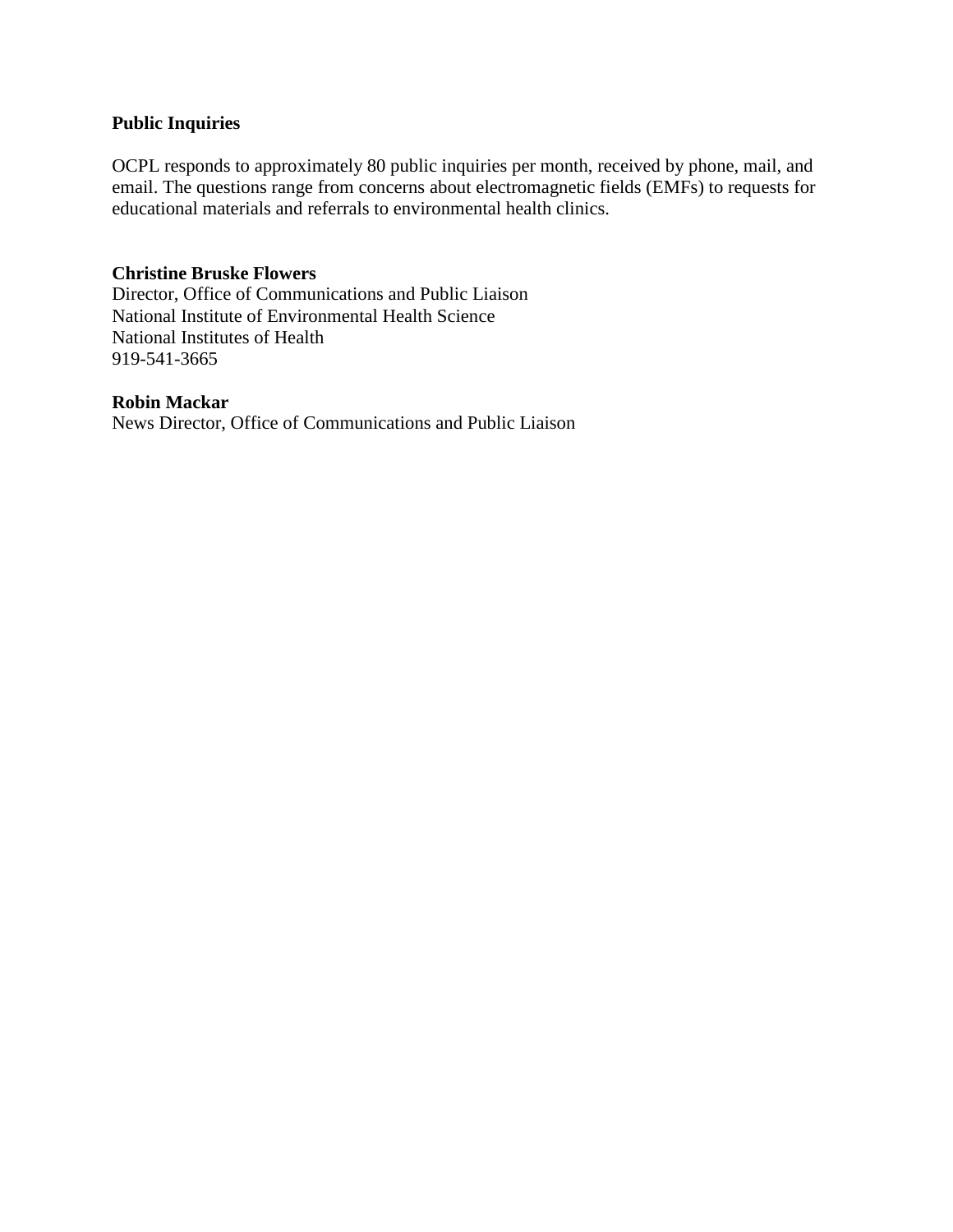**Public Inquiries**

OCPL responds to approximately 80 public inquiries per month, received by phone, mail, and email. The questions range from concerns about electromagnetic fields (EMFs) to requests for educational materials and referrals to environmental health clinics.

**Christine Bruske Flowers**
Director, Office of Communications and Public Liaison
National Institute of Environmental Health Science
National Institutes of Health
919-541-3665

**Robin Mackar**
News Director, Office of Communications and Public Liaison